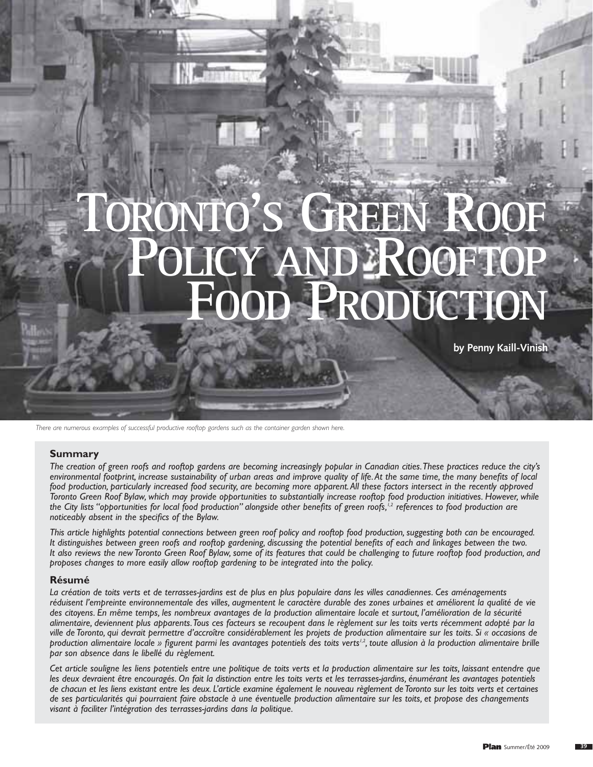# Toronto's Green Roof Policy and Rooftop Food Production

**by Penny Kaill-Vinish**

*There are numerous examples of successful productive rooftop gardens such as the container garden shown here.*

## Summary

*The creation of green roofs and rooftop gardens are becoming increasingly popular in Canadian cities. These practices reduce the city's environmental footprint, increase sustainability of urban areas and improve quality of life. At the same time, the many benefits of local food production, particularly increased food security, are becoming more apparent. All these factors intersect in the recently approved Toronto Green Roof Bylaw, which may provide opportunities to substantially increase rooftop food production initiatives. However, while the City lists "opportunities for local food production" alongside other benefits of green roofs,[1,2] references to food production are noticeably absent in the specifics of the Bylaw.*

*This article highlights potential connections between green roof policy and rooftop food production, suggesting both can be encouraged. It distinguishes between green roofs and rooftop gardening, discussing the potential benefits of each and linkages between the two. It also reviews the new Toronto Green Roof Bylaw, some of its features that could be challenging to future rooftop food production, and proposes changes to more easily allow rooftop gardening to be integrated into the policy.*

## Résumé

*La création de toits verts et de terrasses-jardins est de plus en plus populaire dans les villes canadiennes. Ces aménagements réduisent l'empreinte environnementale des villes, augmentent le caractère durable des zones urbaines et améliorent la qualité de vie des citoyens. En même temps, les nombreux avantages de la production alimentaire locale et surtout, l'amélioration de la sécurité alimentaire, deviennent plus apparents. Tous ces facteurs se recoupent dans le règlement sur les toits verts récemment adopté par la ville de Toronto, qui devrait permettre d'accroître considérablement les projets de production alimentaire sur les toits. Si « occasions de production alimentaire locale » figurent parmi les avantages potentiels des toits verts[1,2], toute allusion à la production alimentaire brille par son absence dans le libellé du règlement.*

*Cet article souligne les liens potentiels entre une politique de toits verts et la production alimentaire sur les toits, laissant entendre que les deux devraient être encouragés. On fait la distinction entre les toits verts et les terrasses-jardins, énumérant les avantages potentiels de chacun et les liens existant entre les deux. L'article examine également le nouveau règlement de Toronto sur les toits verts et certaines de ses particularités qui pourraient faire obstacle à une éventuelle production alimentaire sur les toits, et propose des changements visant à faciliter l'intégration des terrasses-jardins dans la politique.*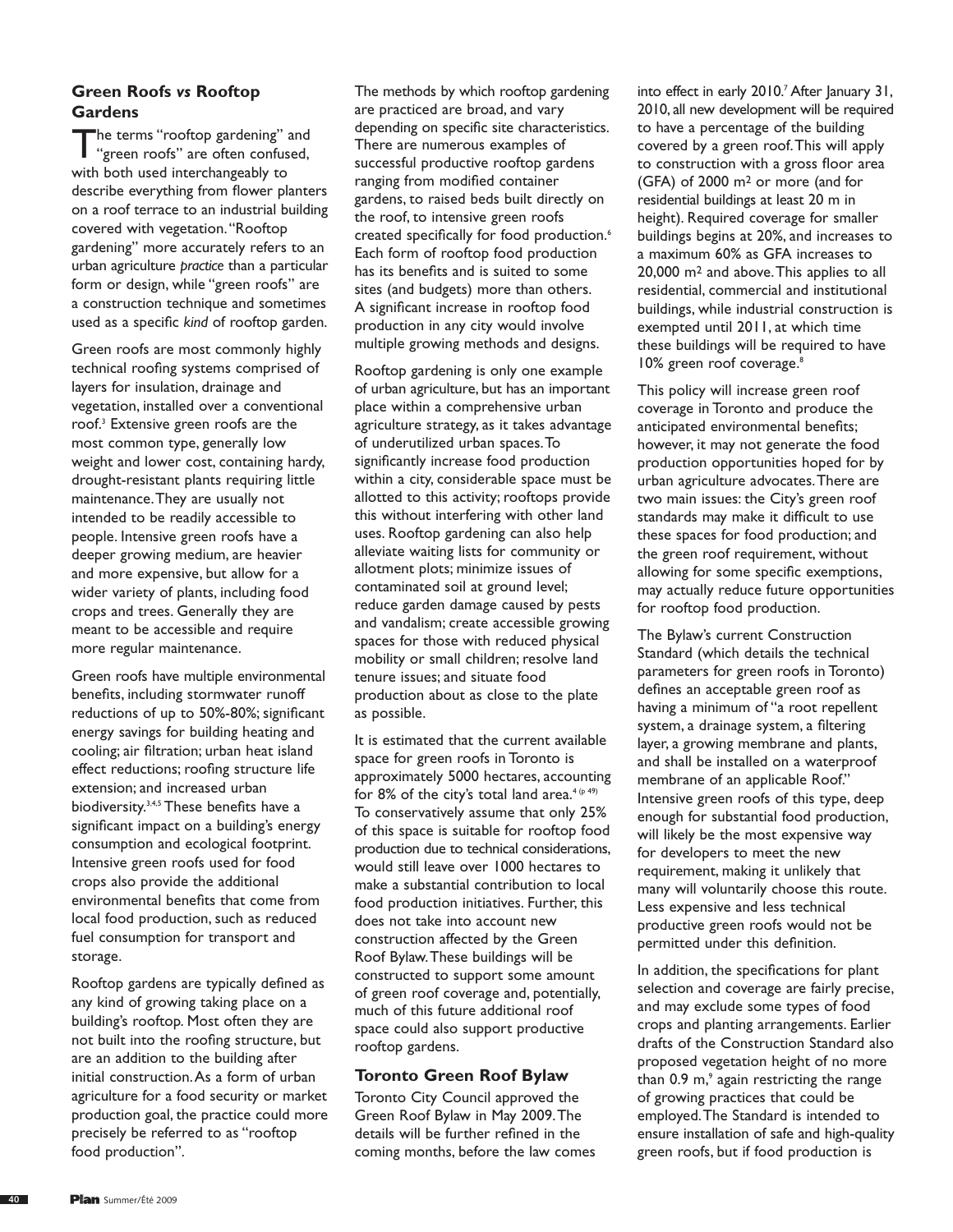## Green Roofs *vs* Rooftop Gardens

The terms "rooftop gardening" and "green roofs" are often confused, with both used interchangeably to describe everything from flower planters on a roof terrace to an industrial building covered with vegetation. "Rooftop gardening" more accurately refers to an urban agriculture *practice* than a particular form or design, while "green roofs" are a construction technique and sometimes used as a specific *kind* of rooftop garden.

Green roofs are most commonly highly technical roofing systems comprised of layers for insulation, drainage and vegetation, installed over a conventional roof.[3] Extensive green roofs are the most common type, generally low weight and lower cost, containing hardy, drought-resistant plants requiring little maintenance. They are usually not intended to be readily accessible to people. Intensive green roofs have a deeper growing medium, are heavier and more expensive, but allow for a wider variety of plants, including food crops and trees. Generally they are meant to be accessible and require more regular maintenance.

Green roofs have multiple environmental benefits, including stormwater runoff reductions of up to 50%-80%; significant energy savings for building heating and cooling; air filtration; urban heat island effect reductions; roofing structure life extension; and increased urban biodiversity.[3,4,5] These benefits have a significant impact on a building's energy consumption and ecological footprint. Intensive green roofs used for food crops also provide the additional environmental benefits that come from local food production, such as reduced fuel consumption for transport and storage.

Rooftop gardens are typically defined as any kind of growing taking place on a building's rooftop. Most often they are not built into the roofing structure, but are an addition to the building after initial construction. As a form of urban agriculture for a food security or market production goal, the practice could more precisely be referred to as "rooftop food production".

The methods by which rooftop gardening are practiced are broad, and vary depending on specific site characteristics. There are numerous examples of successful productive rooftop gardens ranging from modified container gardens, to raised beds built directly on the roof, to intensive green roofs created specifically for food production.[6] Each form of rooftop food production has its benefits and is suited to some sites (and budgets) more than others. A significant increase in rooftop food production in any city would involve multiple growing methods and designs.

Rooftop gardening is only one example of urban agriculture, but has an important place within a comprehensive urban agriculture strategy, as it takes advantage of underutilized urban spaces. To significantly increase food production within a city, considerable space must be allotted to this activity; rooftops provide this without interfering with other land uses. Rooftop gardening can also help alleviate waiting lists for community or allotment plots; minimize issues of contaminated soil at ground level; reduce garden damage caused by pests and vandalism; create accessible growing spaces for those with reduced physical mobility or small children; resolve land tenure issues; and situate food production about as close to the plate as possible.

It is estimated that the current available space for green roofs in Toronto is approximately 5000 hectares, accounting for 8% of the city's total land area.[4 (p 49)] To conservatively assume that only 25% of this space is suitable for rooftop food production due to technical considerations, would still leave over 1000 hectares to make a substantial contribution to local food production initiatives. Further, this does not take into account new construction affected by the Green Roof Bylaw. These buildings will be constructed to support some amount of green roof coverage and, potentially, much of this future additional roof space could also support productive rooftop gardens.

## Toronto Green Roof Bylaw

Toronto City Council approved the Green Roof Bylaw in May 2009. The details will be further refined in the coming months, before the law comes into effect in early 2010.[7] After January 31, 2010, all new development will be required to have a percentage of the building covered by a green roof. This will apply to construction with a gross floor area (GFA) of 2000 $m^2$ or more (and for residential buildings at least 20 m in height). Required coverage for smaller buildings begins at 20%, and increases to a maximum 60% as GFA increases to 20,000 $m^2$ and above. This applies to all residential, commercial and institutional buildings, while industrial construction is exempted until 2011, at which time these buildings will be required to have 10% green roof coverage.[8]

This policy will increase green roof coverage in Toronto and produce the anticipated environmental benefits; however, it may not generate the food production opportunities hoped for by urban agriculture advocates. There are two main issues: the City's green roof standards may make it difficult to use these spaces for food production; and the green roof requirement, without allowing for some specific exemptions, may actually reduce future opportunities for rooftop food production.

The Bylaw's current Construction Standard (which details the technical parameters for green roofs in Toronto) defines an acceptable green roof as having a minimum of "a root repellent system, a drainage system, a filtering layer, a growing membrane and plants, and shall be installed on a waterproof membrane of an applicable Roof." Intensive green roofs of this type, deep enough for substantial food production, will likely be the most expensive way for developers to meet the new requirement, making it unlikely that many will voluntarily choose this route. Less expensive and less technical productive green roofs would not be permitted under this definition.

In addition, the specifications for plant selection and coverage are fairly precise, and may exclude some types of food crops and planting arrangements. Earlier drafts of the Construction Standard also proposed vegetation height of no more than 0.9 m,[9] again restricting the range of growing practices that could be employed. The Standard is intended to ensure installation of safe and high-quality green roofs, but if food production is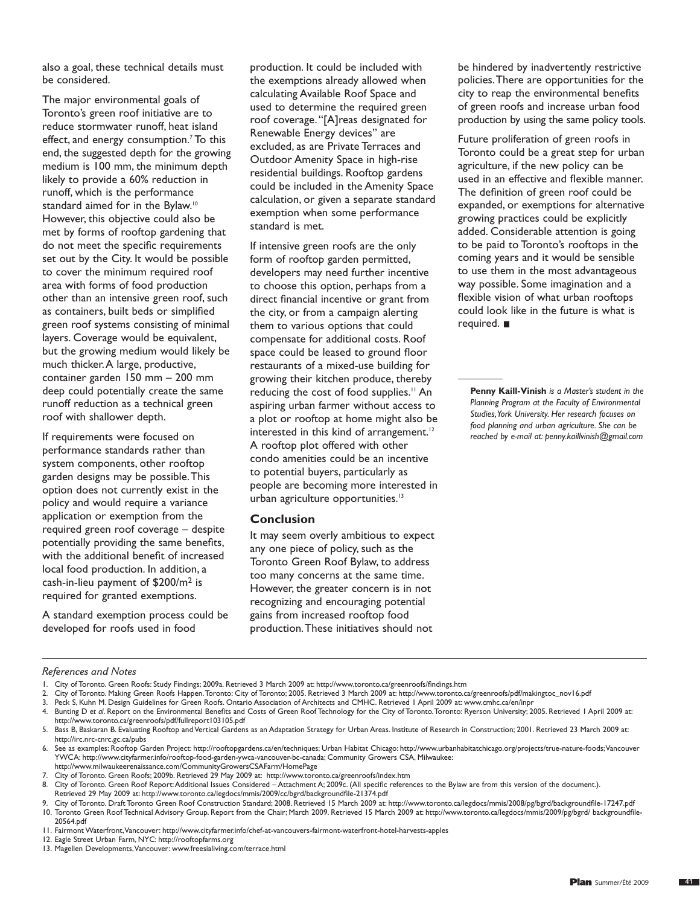also a goal, these technical details must be considered.

The major environmental goals of Toronto's green roof initiative are to reduce stormwater runoff, heat island effect, and energy consumption.[7] To this end, the suggested depth for the growing medium is 100 mm, the minimum depth likely to provide a 60% reduction in runoff, which is the performance standard aimed for in the Bylaw.[10] However, this objective could also be met by forms of rooftop gardening that do not meet the specific requirements set out by the City. It would be possible to cover the minimum required roof area with forms of food production other than an intensive green roof, such as containers, built beds or simplified green roof systems consisting of minimal layers. Coverage would be equivalent, but the growing medium would likely be much thicker. A large, productive, container garden 150 mm – 200 mm deep could potentially create the same runoff reduction as a technical green roof with shallower depth.

If requirements were focused on performance standards rather than system components, other rooftop garden designs may be possible. This option does not currently exist in the policy and would require a variance application or exemption from the required green roof coverage – despite potentially providing the same benefits, with the additional benefit of increased local food production. In addition, a cash-in-lieu payment of $200/m$^2$ is required for granted exemptions.

A standard exemption process could be developed for roofs used in food production. It could be included with the exemptions already allowed when calculating Available Roof Space and used to determine the required green roof coverage. "[A]reas designated for Renewable Energy devices" are excluded, as are Private Terraces and Outdoor Amenity Space in high-rise residential buildings. Rooftop gardens could be included in the Amenity Space calculation, or given a separate standard exemption when some performance standard is met.

If intensive green roofs are the only form of rooftop garden permitted, developers may need further incentive to choose this option, perhaps from a direct financial incentive or grant from the city, or from a campaign alerting them to various options that could compensate for additional costs. Roof space could be leased to ground floor restaurants of a mixed-use building for growing their kitchen produce, thereby reducing the cost of food supplies.[11] An aspiring urban farmer without access to a plot or rooftop at home might also be interested in this kind of arrangement.[12] A rooftop plot offered with other condo amenities could be an incentive to potential buyers, particularly as people are becoming more interested in urban agriculture opportunities.[13]

## Conclusion

It may seem overly ambitious to expect any one piece of policy, such as the Toronto Green Roof Bylaw, to address too many concerns at the same time. However, the greater concern is in not recognizing and encouraging potential gains from increased rooftop food production. These initiatives should not be hindered by inadvertently restrictive policies. There are opportunities for the city to reap the environmental benefits of green roofs and increase urban food production by using the same policy tools.

Future proliferation of green roofs in Toronto could be a great step for urban agriculture, if the new policy can be used in an effective and flexible manner. The definition of green roof could be expanded, or exemptions for alternative growing practices could be explicitly added. Considerable attention is going to be paid to Toronto's rooftops in the coming years and it would be sensible to use them in the most advantageous way possible. Some imagination and a flexible vision of what urban rooftops could look like in the future is what is required. ■

**Penny Kaill-Vinish** *is a Master's student in the Planning Program at the Faculty of Environmental Studies, York University. Her research focuses on food planning and urban agriculture. She can be reached by e-mail at: penny.kaillvinish@gmail.com*

*References and Notes*

1. City of Toronto. Green Roofs: Study Findings; 2009a. Retrieved 3 March 2009 at: http://www.toronto.ca/greenroofs/findings.htm
2. City of Toronto. Making Green Roofs Happen. Toronto: City of Toronto; 2005. Retrieved 3 March 2009 at: http://www.toronto.ca/greenroofs/pdf/makingtoc_nov16.pdf
3. Peck S, Kuhn M. Design Guidelines for Green Roofs. Ontario Association of Architects and CMHC. Retrieved 1 April 2009 at: www.cmhc.ca/en/inpr
4. Bunting D *et al.* Report on the Environmental Benefits and Costs of Green Roof Technology for the City of Toronto. Toronto: Ryerson University; 2005. Retrieved 1 April 2009 at: http://www.toronto.ca/greenroofs/pdf/fullreport103105.pdf
5. Bass B, Baskaran B. Evaluating Rooftop and Vertical Gardens as an Adaptation Strategy for Urban Areas. Institute of Research in Construction; 2001. Retrieved 23 March 2009 at: http://irc.nrc-cnrc.gc.ca/pubs
6. See as examples: Rooftop Garden Project: http://rooftopgardens.ca/en/techniques; Urban Habitat Chicago: http://www.urbanhabitatchicago.org/projects/true-nature-foods; Vancouver YWCA: http://www.cityfarmer.info/rooftop-food-garden-ywca-vancouver-bc-canada; Community Growers CSA, Milwaukee: http://www.milwaukeerenaissance.com/CommunityGrowersCSAFarm/HomePage
7. City of Toronto. Green Roofs; 2009b. Retrieved 29 May 2009 at: http://www.toronto.ca/greenroofs/index.htm
8. City of Toronto. Green Roof Report: Additional Issues Considered – Attachment A; 2009c. (All specific references to the Bylaw are from this version of the document.). Retrieved 29 May 2009 at: http://www.toronto.ca/legdocs/mmis/2009/cc/bgrd/backgroundfile-21374.pdf
9. City of Toronto. Draft Toronto Green Roof Construction Standard; 2008. Retrieved 15 March 2009 at: http://www.toronto.ca/legdocs/mmis/2008/pg/bgrd/backgroundfile-17247.pdf
10. Toronto Green Roof Technical Advisory Group. Report from the Chair; March 2009. Retrieved 15 March 2009 at: http://www.toronto.ca/legdocs/mmis/2009/pg/bgrd/ backgroundfile-20564.pdf
11. Fairmont Waterfront, Vancouver: http://www.cityfarmer.info/chef-at-vancouvers-fairmont-waterfront-hotel-harvests-apples
12. Eagle Street Urban Farm, NYC: http://rooftopfarms.org
13. Magellen Developments, Vancouver: www.freesialiving.com/terrace.html